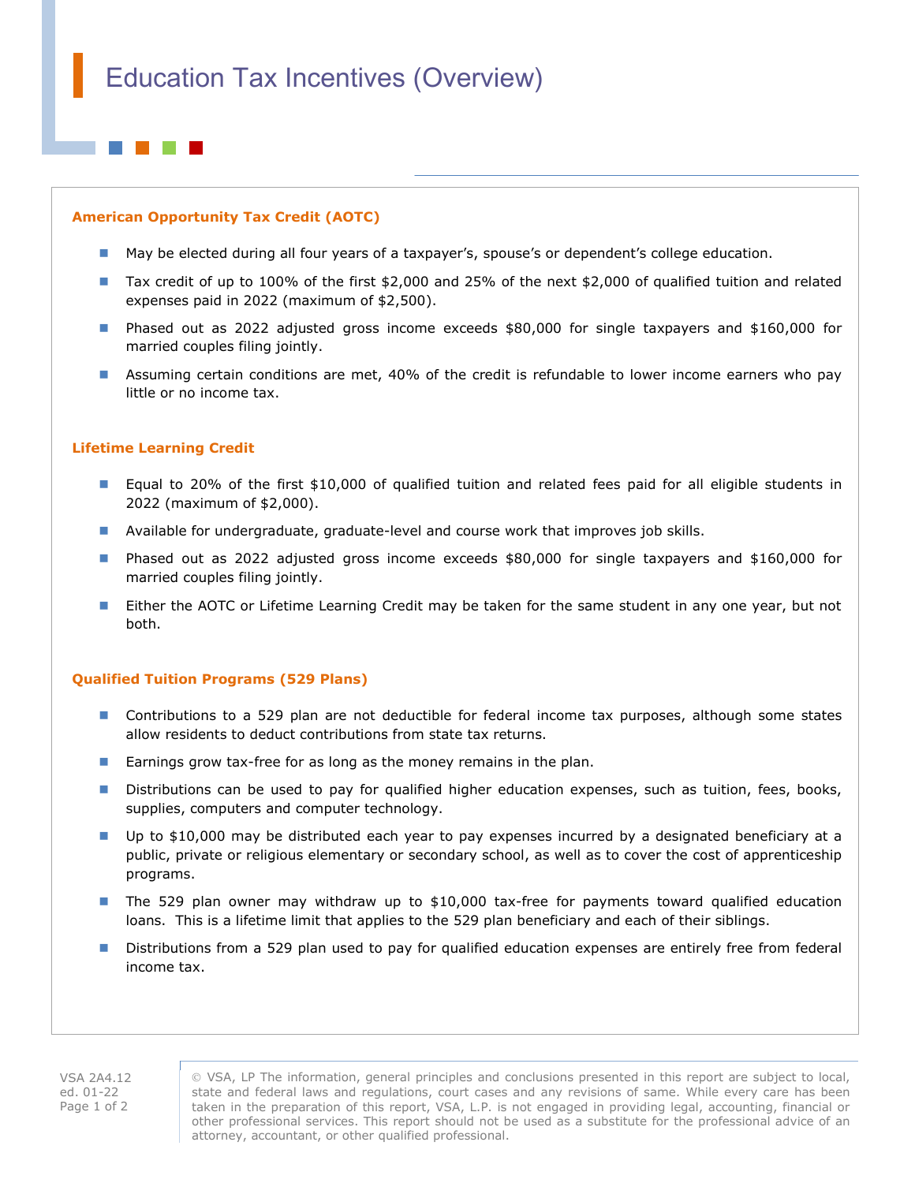# Education Tax Incentives (Overview)

## American Opportunity Tax Credit (AOTC)

- May be elected during all four years of a taxpayer's, spouse's or dependent's college education.
- Tax credit of up to 100% of the first $2,000 and 25% of the next $2,000 of qualified tuition and related expenses paid in 2022 (maximum of $2,500).
- Phased out as 2022 adjusted gross income exceeds $80,000 for single taxpayers and $160,000 for married couples filing jointly.
- Assuming certain conditions are met, 40% of the credit is refundable to lower income earners who pay little or no income tax.

## Lifetime Learning Credit

- Equal to 20% of the first $10,000 of qualified tuition and related fees paid for all eligible students in 2022 (maximum of $2,000).
- Available for undergraduate, graduate-level and course work that improves job skills.
- Phased out as 2022 adjusted gross income exceeds $80,000 for single taxpayers and $160,000 for married couples filing jointly.
- Either the AOTC or Lifetime Learning Credit may be taken for the same student in any one year, but not both.

## Qualified Tuition Programs (529 Plans)

- Contributions to a 529 plan are not deductible for federal income tax purposes, although some states allow residents to deduct contributions from state tax returns.
- Earnings grow tax-free for as long as the money remains in the plan.
- Distributions can be used to pay for qualified higher education expenses, such as tuition, fees, books, supplies, computers and computer technology.
- Up to $10,000 may be distributed each year to pay expenses incurred by a designated beneficiary at a public, private or religious elementary or secondary school, as well as to cover the cost of apprenticeship programs.
- The 529 plan owner may withdraw up to $10,000 tax-free for payments toward qualified education loans. This is a lifetime limit that applies to the 529 plan beneficiary and each of their siblings.
- Distributions from a 529 plan used to pay for qualified education expenses are entirely free from federal income tax.

VSA 2A4.12
ed. 01-22

© VSA, LP The information, general principles and conclusions presented in this report are subject to local, state and federal laws and regulations, court cases and any revisions of same. While every care has been taken in the preparation of this report, VSA, L.P. is not engaged in providing legal, accounting, financial or other professional services. This report should not be used as a substitute for the professional advice of an attorney, accountant, or other qualified professional.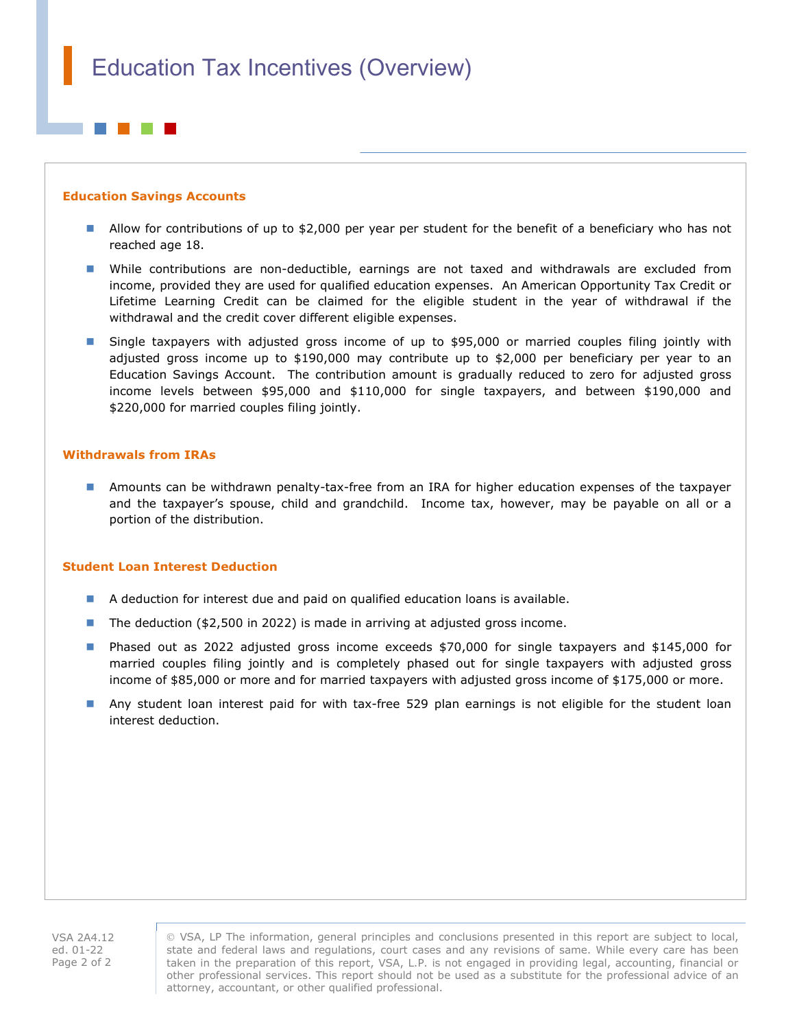# Education Tax Incentives (Overview)

### Education Savings Accounts

- Allow for contributions of up to $2,000 per year per student for the benefit of a beneficiary who has not reached age 18.
- While contributions are non-deductible, earnings are not taxed and withdrawals are excluded from income, provided they are used for qualified education expenses. An American Opportunity Tax Credit or Lifetime Learning Credit can be claimed for the eligible student in the year of withdrawal if the withdrawal and the credit cover different eligible expenses.
- Single taxpayers with adjusted gross income of up to $95,000 or married couples filing jointly with adjusted gross income up to $190,000 may contribute up to $2,000 per beneficiary per year to an Education Savings Account. The contribution amount is gradually reduced to zero for adjusted gross income levels between $95,000 and $110,000 for single taxpayers, and between $190,000 and $220,000 for married couples filing jointly.

### Withdrawals from IRAs

- Amounts can be withdrawn penalty-tax-free from an IRA for higher education expenses of the taxpayer and the taxpayer's spouse, child and grandchild. Income tax, however, may be payable on all or a portion of the distribution.

### Student Loan Interest Deduction

- A deduction for interest due and paid on qualified education loans is available.
- The deduction ($2,500 in 2022) is made in arriving at adjusted gross income.
- Phased out as 2022 adjusted gross income exceeds $70,000 for single taxpayers and $145,000 for married couples filing jointly and is completely phased out for single taxpayers with adjusted gross income of $85,000 or more and for married taxpayers with adjusted gross income of $175,000 or more.
- Any student loan interest paid for with tax-free 529 plan earnings is not eligible for the student loan interest deduction.

VSA 2A4.12
ed. 01-22

© VSA, LP The information, general principles and conclusions presented in this report are subject to local, state and federal laws and regulations, court cases and any revisions of same. While every care has been taken in the preparation of this report, VSA, L.P. is not engaged in providing legal, accounting, financial or other professional services. This report should not be used as a substitute for the professional advice of an attorney, accountant, or other qualified professional.